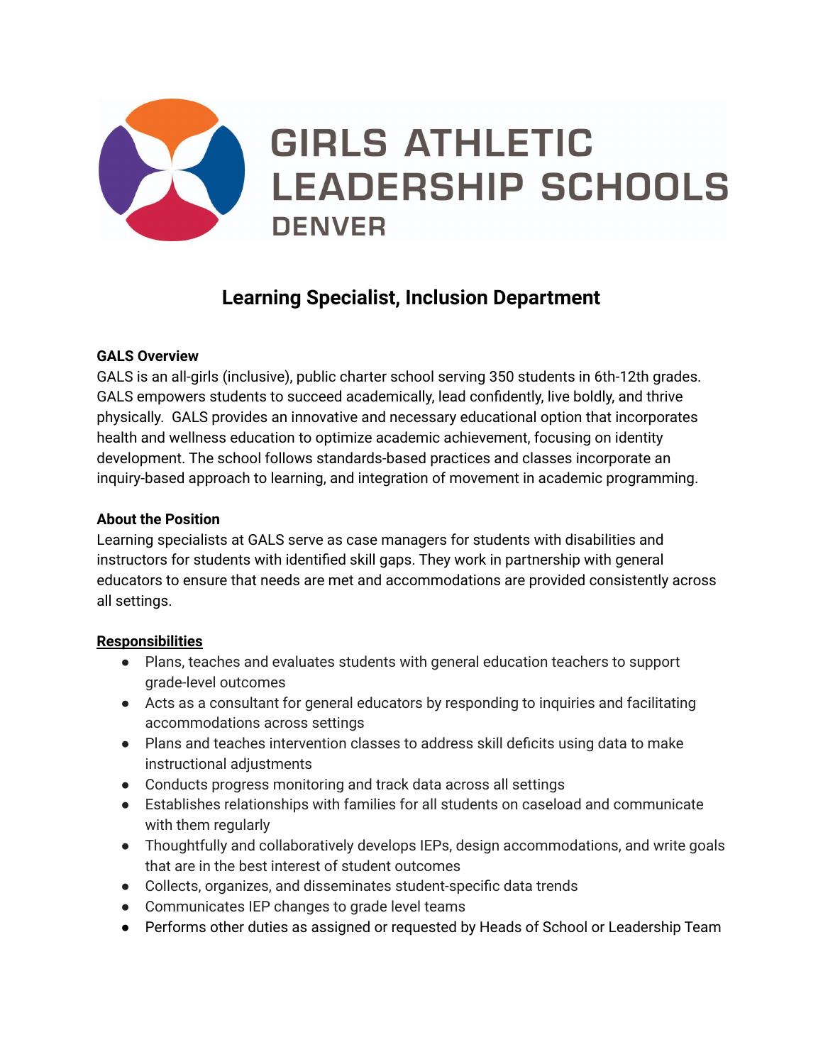GIRLS ATHLETIC LEADERSHIP SCHOOLS DENVER

# Learning Specialist, Inclusion Department

**GALS Overview**

GALS is an all-girls (inclusive), public charter school serving 350 students in 6th-12th grades. GALS empowers students to succeed academically, lead confidently, live boldly, and thrive physically. GALS provides an innovative and necessary educational option that incorporates health and wellness education to optimize academic achievement, focusing on identity development. The school follows standards-based practices and classes incorporate an inquiry-based approach to learning, and integration of movement in academic programming.

**About the Position**

Learning specialists at GALS serve as case managers for students with disabilities and instructors for students with identified skill gaps. They work in partnership with general educators to ensure that needs are met and accommodations are provided consistently across all settings.

**Responsibilities**

- Plans, teaches and evaluates students with general education teachers to support grade-level outcomes
- Acts as a consultant for general educators by responding to inquiries and facilitating accommodations across settings
- Plans and teaches intervention classes to address skill deficits using data to make instructional adjustments
- Conducts progress monitoring and track data across all settings
- Establishes relationships with families for all students on caseload and communicate with them regularly
- Thoughtfully and collaboratively develops IEPs, design accommodations, and write goals that are in the best interest of student outcomes
- Collects, organizes, and disseminates student-specific data trends
- Communicates IEP changes to grade level teams
- Performs other duties as assigned or requested by Heads of School or Leadership Team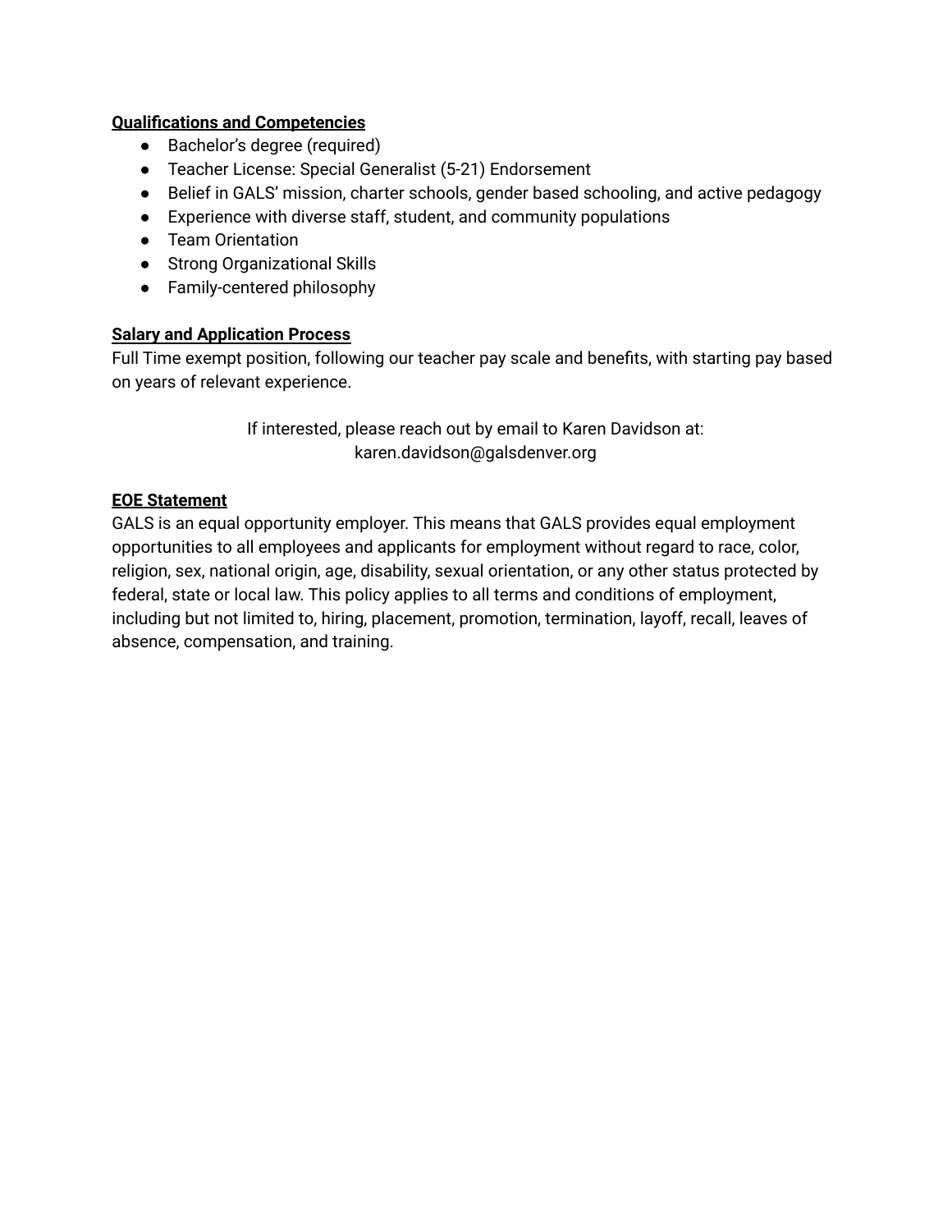**Qualifications and Competencies**

- Bachelor's degree (required)
- Teacher License: Special Generalist (5-21) Endorsement
- Belief in GALS' mission, charter schools, gender based schooling, and active pedagogy
- Experience with diverse staff, student, and community populations
- Team Orientation
- Strong Organizational Skills
- Family-centered philosophy

**Salary and Application Process**

Full Time exempt position, following our teacher pay scale and benefits, with starting pay based on years of relevant experience.

If interested, please reach out by email to Karen Davidson at:
karen.davidson@galsdenver.org

**EOE Statement**

GALS is an equal opportunity employer. This means that GALS provides equal employment opportunities to all employees and applicants for employment without regard to race, color, religion, sex, national origin, age, disability, sexual orientation, or any other status protected by federal, state or local law. This policy applies to all terms and conditions of employment, including but not limited to, hiring, placement, promotion, termination, layoff, recall, leaves of absence, compensation, and training.